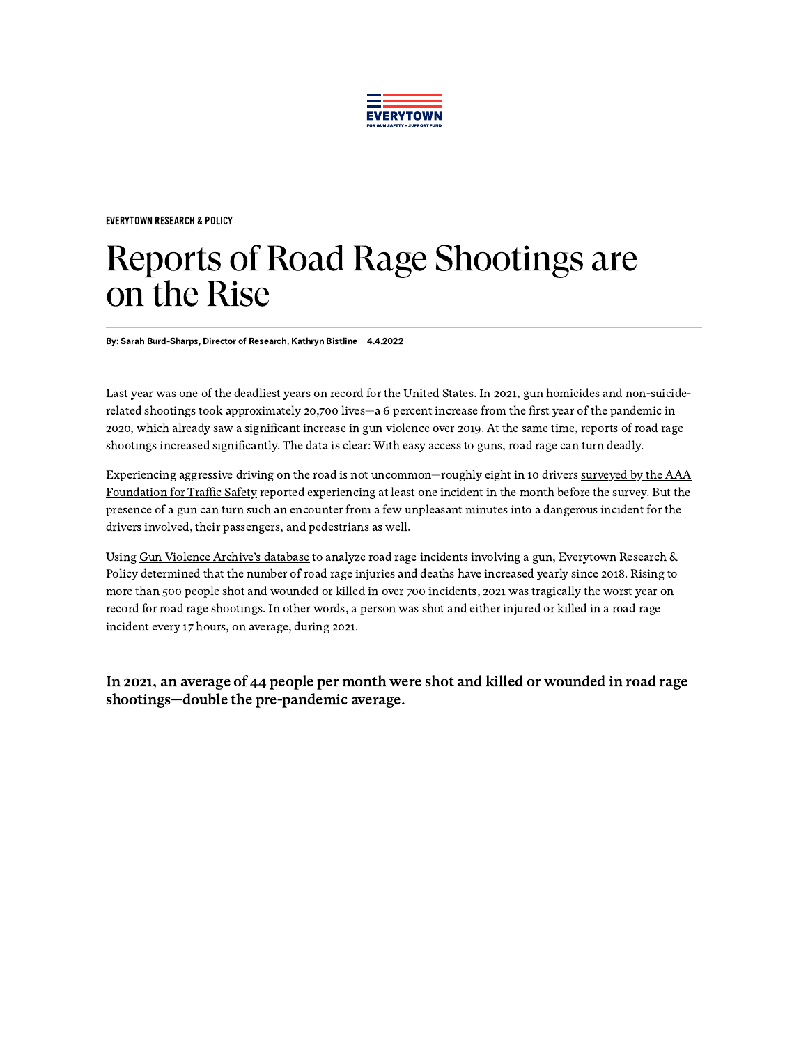EVERYTOWN RESEARCH & POLICY

# Reports of Road Rage Shootings are on the Rise

**By: Sarah Burd-Sharps, Director of Research, Kathryn Bistline   4.4.2022**

Last year was one of the deadliest years on record for the United States. In 2021, gun homicides and non-suicide-related shootings took approximately 20,700 lives—a 6 percent increase from the first year of the pandemic in 2020, which already saw a significant increase in gun violence over 2019. At the same time, reports of road rage shootings increased significantly. The data is clear: With easy access to guns, road rage can turn deadly.

Experiencing aggressive driving on the road is not uncommon—roughly eight in 10 drivers surveyed by the AAA Foundation for Traffic Safety reported experiencing at least one incident in the month before the survey. But the presence of a gun can turn such an encounter from a few unpleasant minutes into a dangerous incident for the drivers involved, their passengers, and pedestrians as well.

Using Gun Violence Archive's database to analyze road rage incidents involving a gun, Everytown Research & Policy determined that the number of road rage injuries and deaths have increased yearly since 2018. Rising to more than 500 people shot and wounded or killed in over 700 incidents, 2021 was tragically the worst year on record for road rage shootings. In other words, a person was shot and either injured or killed in a road rage incident every 17 hours, on average, during 2021.

### In 2021, an average of 44 people per month were shot and killed or wounded in road rage shootings—double the pre-pandemic average.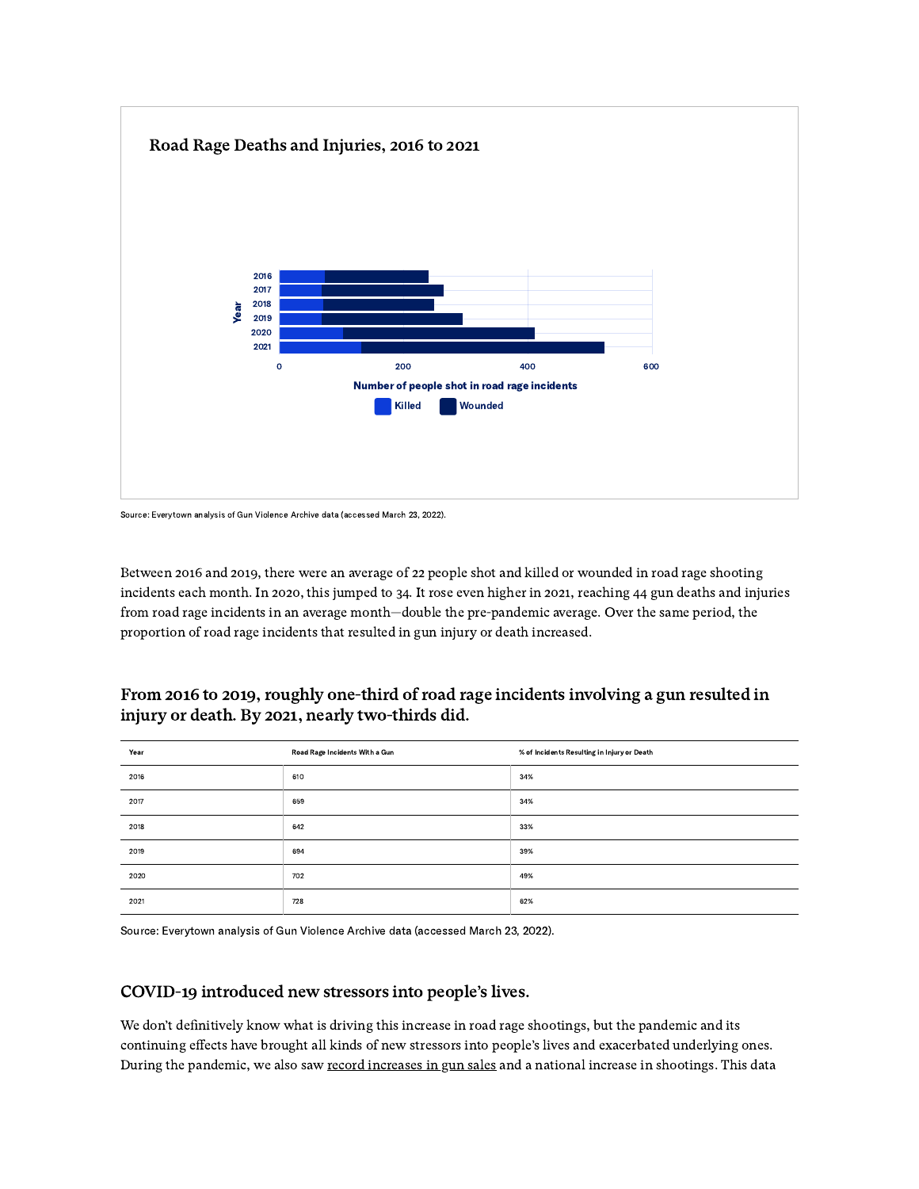## Road Rage Deaths and Injuries, 2016 to 2021

Source: Everytown analysis of Gun Violence Archive data (accessed March 23, 2022).

Between 2016 and 2019, there were an average of 22 people shot and killed or wounded in road rage shooting incidents each month. In 2020, this jumped to 34. It rose even higher in 2021, reaching 44 gun deaths and injuries from road rage incidents in an average month—double the pre-pandemic average. Over the same period, the proportion of road rage incidents that resulted in gun injury or death increased.

### From 2016 to 2019, roughly one-third of road rage incidents involving a gun resulted in injury or death. By 2021, nearly two-thirds did.

| Year | Road Rage Incidents With a Gun | % of Incidents Resulting in Injury or Death |
| --- | --- | --- |
| 2016 | 610 | 34% |
| 2017 | 659 | 34% |
| 2018 | 642 | 33% |
| 2019 | 694 | 39% |
| 2020 | 702 | 49% |
| 2021 | 728 | 62% |

Source: Everytown analysis of Gun Violence Archive data (accessed March 23, 2022).

### COVID-19 introduced new stressors into people's lives.

We don't definitively know what is driving this increase in road rage shootings, but the pandemic and its continuing effects have brought all kinds of new stressors into people's lives and exacerbated underlying ones. During the pandemic, we also saw record increases in gun sales and a national increase in shootings. This data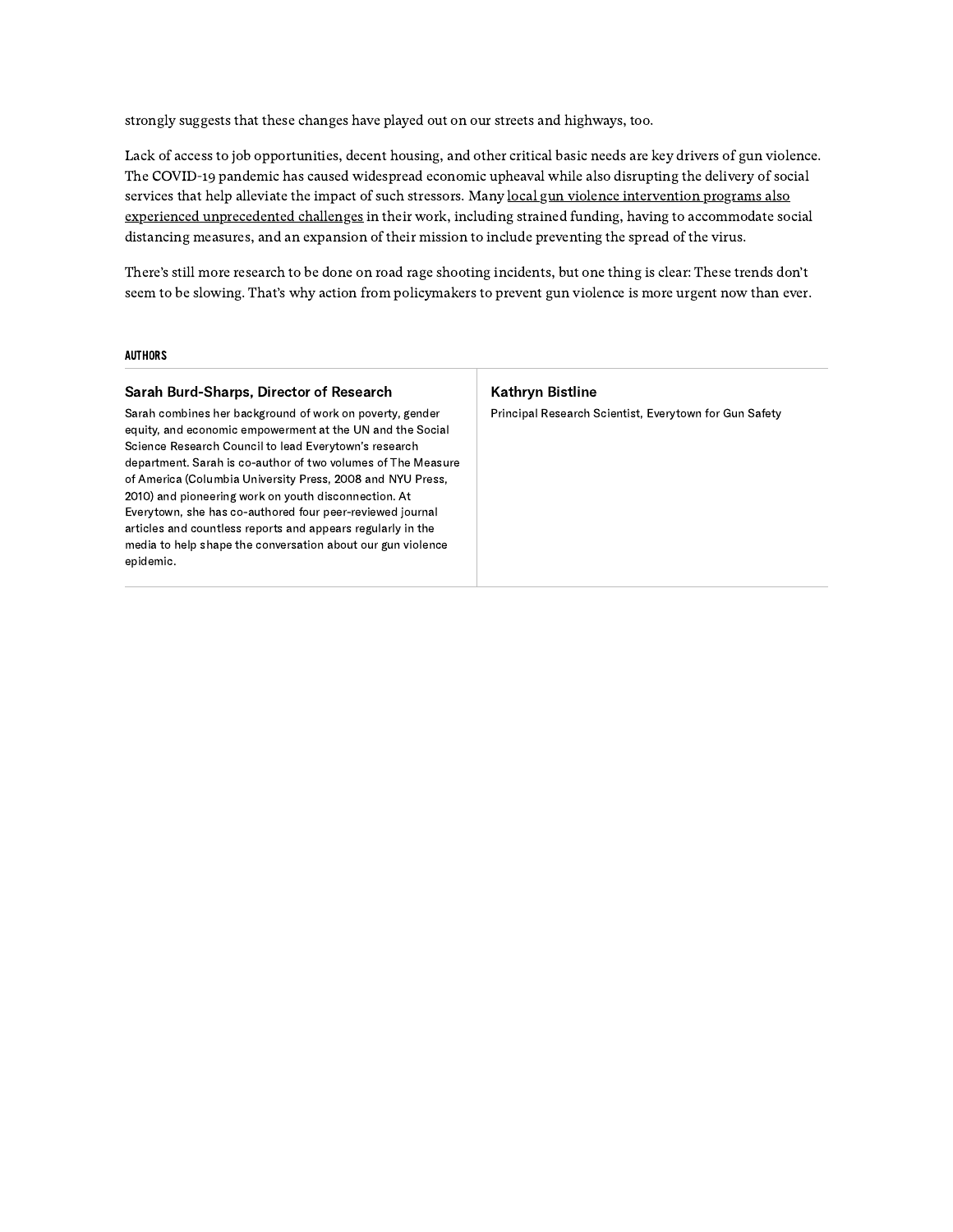strongly suggests that these changes have played out on our streets and highways, too.

Lack of access to job opportunities, decent housing, and other critical basic needs are key drivers of gun violence. The COVID-19 pandemic has caused widespread economic upheaval while also disrupting the delivery of social services that help alleviate the impact of such stressors. Many local gun violence intervention programs also experienced unprecedented challenges in their work, including strained funding, having to accommodate social distancing measures, and an expansion of their mission to include preventing the spread of the virus.

There's still more research to be done on road rage shooting incidents, but one thing is clear: These trends don't seem to be slowing. That's why action from policymakers to prevent gun violence is more urgent now than ever.

## AUTHORS

### Sarah Burd-Sharps, Director of Research

Sarah combines her background of work on poverty, gender equity, and economic empowerment at the UN and the Social Science Research Council to lead Everytown's research department. Sarah is co-author of two volumes of The Measure of America (Columbia University Press, 2008 and NYU Press, 2010) and pioneering work on youth disconnection. At Everytown, she has co-authored four peer-reviewed journal articles and countless reports and appears regularly in the media to help shape the conversation about our gun violence epidemic.

### Kathryn Bistline

Principal Research Scientist, Everytown for Gun Safety